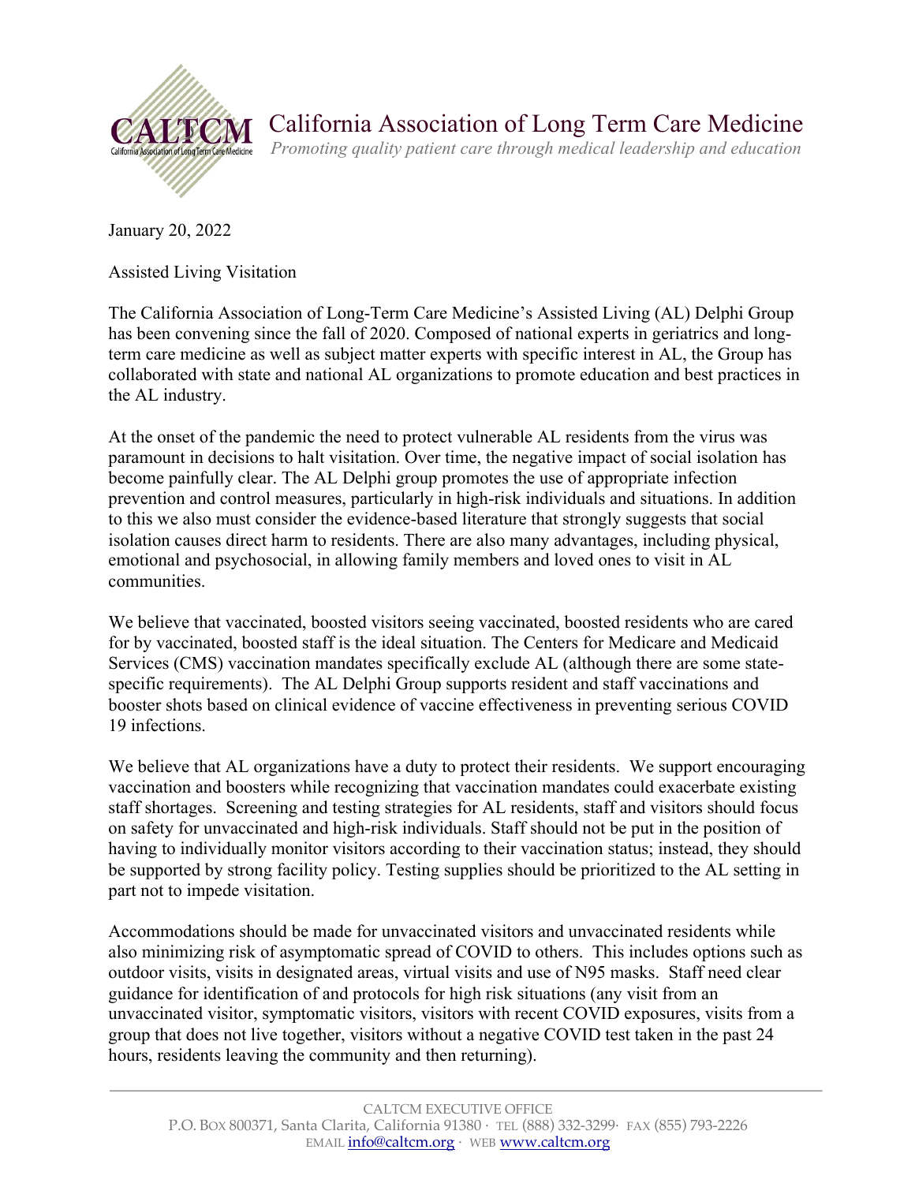# California Association of Long Term Care Medicine

*Promoting quality patient care through medical leadership and education*

January 20, 2022

Assisted Living Visitation

The California Association of Long-Term Care Medicine's Assisted Living (AL) Delphi Group has been convening since the fall of 2020. Composed of national experts in geriatrics and long-term care medicine as well as subject matter experts with specific interest in AL, the Group has collaborated with state and national AL organizations to promote education and best practices in the AL industry.

At the onset of the pandemic the need to protect vulnerable AL residents from the virus was paramount in decisions to halt visitation. Over time, the negative impact of social isolation has become painfully clear. The AL Delphi group promotes the use of appropriate infection prevention and control measures, particularly in high-risk individuals and situations. In addition to this we also must consider the evidence-based literature that strongly suggests that social isolation causes direct harm to residents. There are also many advantages, including physical, emotional and psychosocial, in allowing family members and loved ones to visit in AL communities.

We believe that vaccinated, boosted visitors seeing vaccinated, boosted residents who are cared for by vaccinated, boosted staff is the ideal situation. The Centers for Medicare and Medicaid Services (CMS) vaccination mandates specifically exclude AL (although there are some state-specific requirements). The AL Delphi Group supports resident and staff vaccinations and booster shots based on clinical evidence of vaccine effectiveness in preventing serious COVID 19 infections.

We believe that AL organizations have a duty to protect their residents. We support encouraging vaccination and boosters while recognizing that vaccination mandates could exacerbate existing staff shortages. Screening and testing strategies for AL residents, staff and visitors should focus on safety for unvaccinated and high-risk individuals. Staff should not be put in the position of having to individually monitor visitors according to their vaccination status; instead, they should be supported by strong facility policy. Testing supplies should be prioritized to the AL setting in part not to impede visitation.

Accommodations should be made for unvaccinated visitors and unvaccinated residents while also minimizing risk of asymptomatic spread of COVID to others. This includes options such as outdoor visits, visits in designated areas, virtual visits and use of N95 masks. Staff need clear guidance for identification of and protocols for high risk situations (any visit from an unvaccinated visitor, symptomatic visitors, visitors with recent COVID exposures, visits from a group that does not live together, visitors without a negative COVID test taken in the past 24 hours, residents leaving the community and then returning).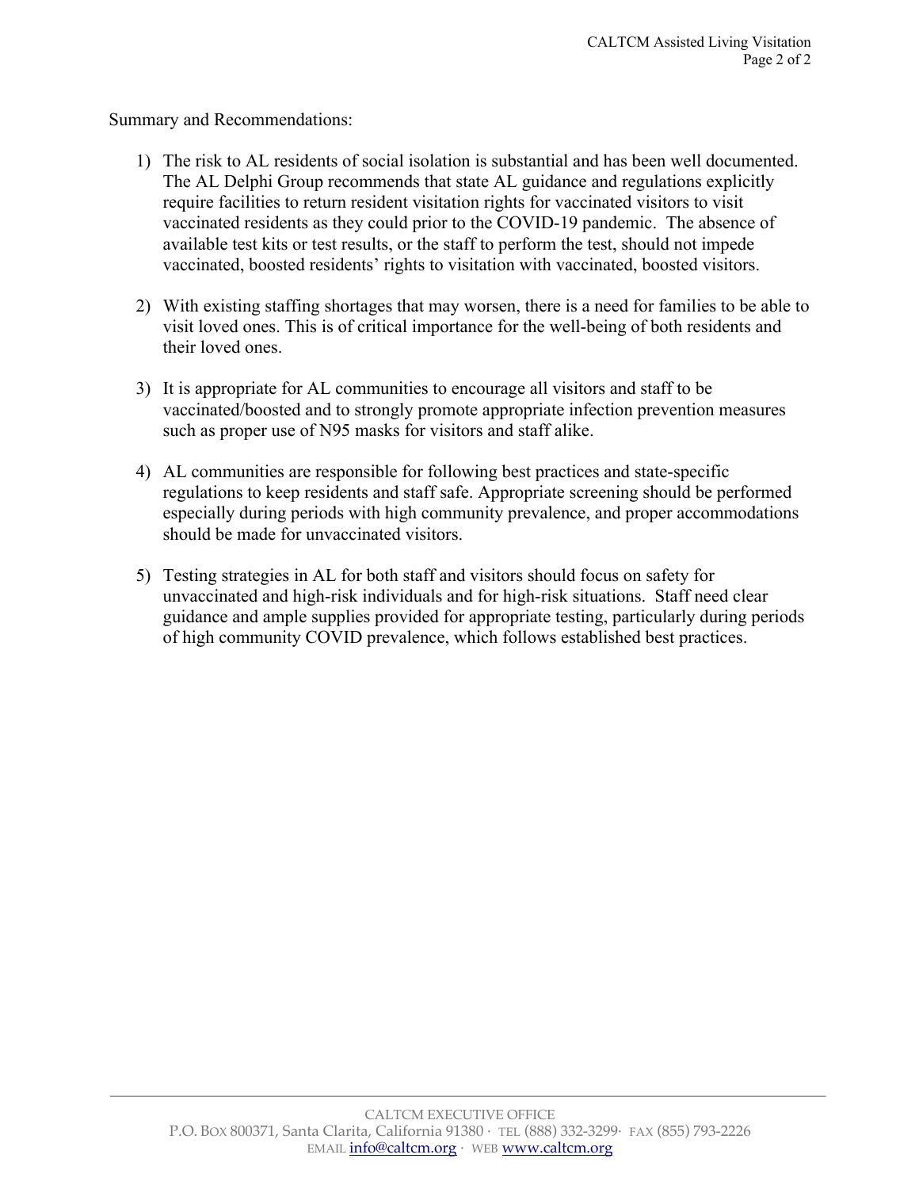Summary and Recommendations:

1) The risk to AL residents of social isolation is substantial and has been well documented. The AL Delphi Group recommends that state AL guidance and regulations explicitly require facilities to return resident visitation rights for vaccinated visitors to visit vaccinated residents as they could prior to the COVID-19 pandemic. The absence of available test kits or test results, or the staff to perform the test, should not impede vaccinated, boosted residents' rights to visitation with vaccinated, boosted visitors.

2) With existing staffing shortages that may worsen, there is a need for families to be able to visit loved ones. This is of critical importance for the well-being of both residents and their loved ones.

3) It is appropriate for AL communities to encourage all visitors and staff to be vaccinated/boosted and to strongly promote appropriate infection prevention measures such as proper use of N95 masks for visitors and staff alike.

4) AL communities are responsible for following best practices and state-specific regulations to keep residents and staff safe. Appropriate screening should be performed especially during periods with high community prevalence, and proper accommodations should be made for unvaccinated visitors.

5) Testing strategies in AL for both staff and visitors should focus on safety for unvaccinated and high-risk individuals and for high-risk situations. Staff need clear guidance and ample supplies provided for appropriate testing, particularly during periods of high community COVID prevalence, which follows established best practices.